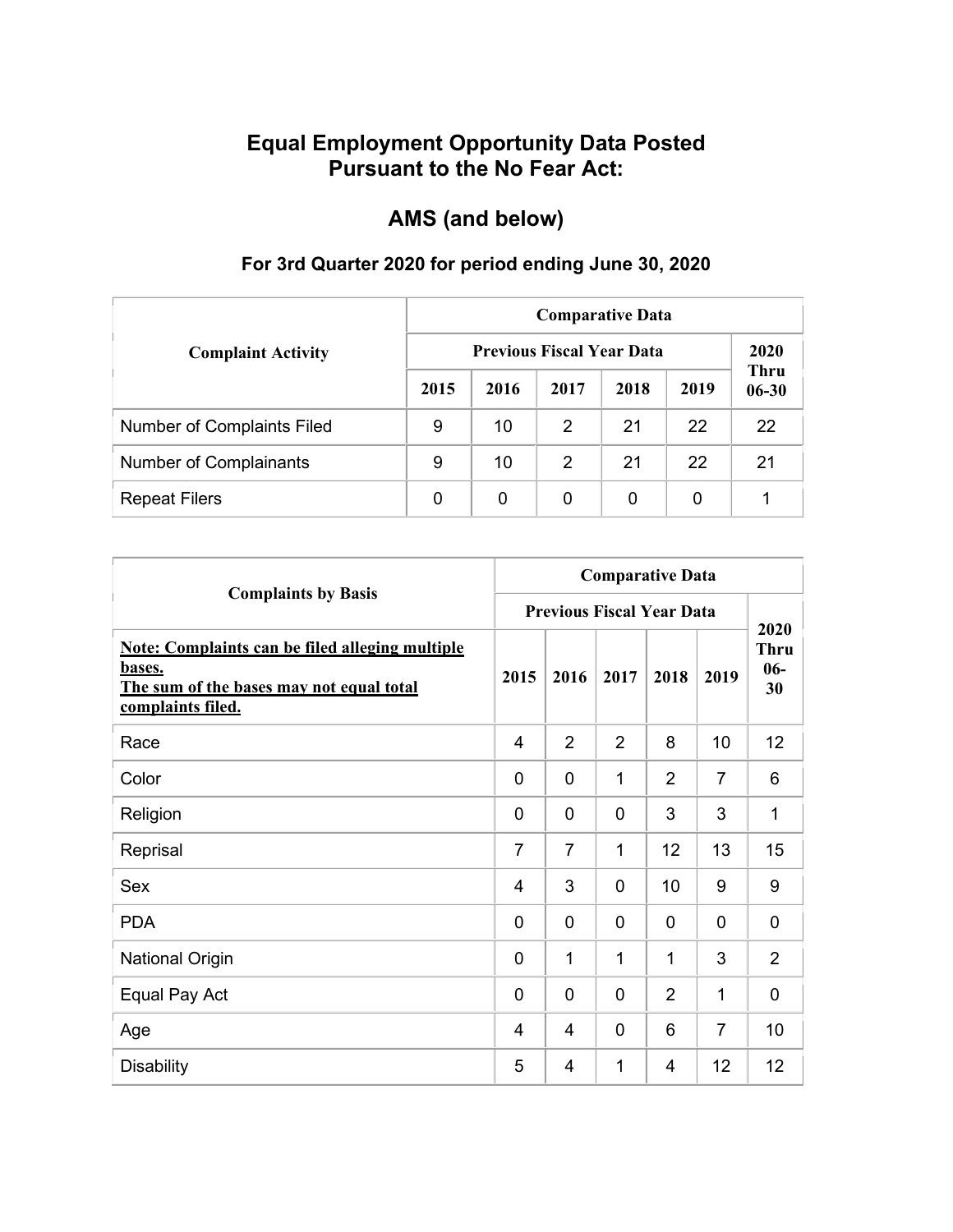# Equal Employment Opportunity Data Posted Pursuant to the No Fear Act:

## AMS (and below)

### For 3rd Quarter 2020 for period ending June 30, 2020

| Complaint Activity | Comparative Data | | | | | |
|---|---|---|---|---|---|---|
| | Previous Fiscal Year Data | | | | | 2020 Thru 06-30 |
| | 2015 | 2016 | 2017 | 2018 | 2019 | |
| Number of Complaints Filed | 9 | 10 | 2 | 21 | 22 | 22 |
| Number of Complainants | 9 | 10 | 2 | 21 | 22 | 21 |
| Repeat Filers | 0 | 0 | 0 | 0 | 0 | 1 |

| Complaints by Basis | Comparative Data | | | | | |
|---|---|---|---|---|---|---|
| | Previous Fiscal Year Data | | | | | 2020 Thru 06-30 |
| **Note: Complaints can be filed alleging multiple bases. The sum of the bases may not equal total complaints filed.** | 2015 | 2016 | 2017 | 2018 | 2019 | |
| Race | 4 | 2 | 2 | 8 | 10 | 12 |
| Color | 0 | 0 | 1 | 2 | 7 | 6 |
| Religion | 0 | 0 | 0 | 3 | 3 | 1 |
| Reprisal | 7 | 7 | 1 | 12 | 13 | 15 |
| Sex | 4 | 3 | 0 | 10 | 9 | 9 |
| PDA | 0 | 0 | 0 | 0 | 0 | 0 |
| National Origin | 0 | 1 | 1 | 1 | 3 | 2 |
| Equal Pay Act | 0 | 0 | 0 | 2 | 1 | 0 |
| Age | 4 | 4 | 0 | 6 | 7 | 10 |
| Disability | 5 | 4 | 1 | 4 | 12 | 12 |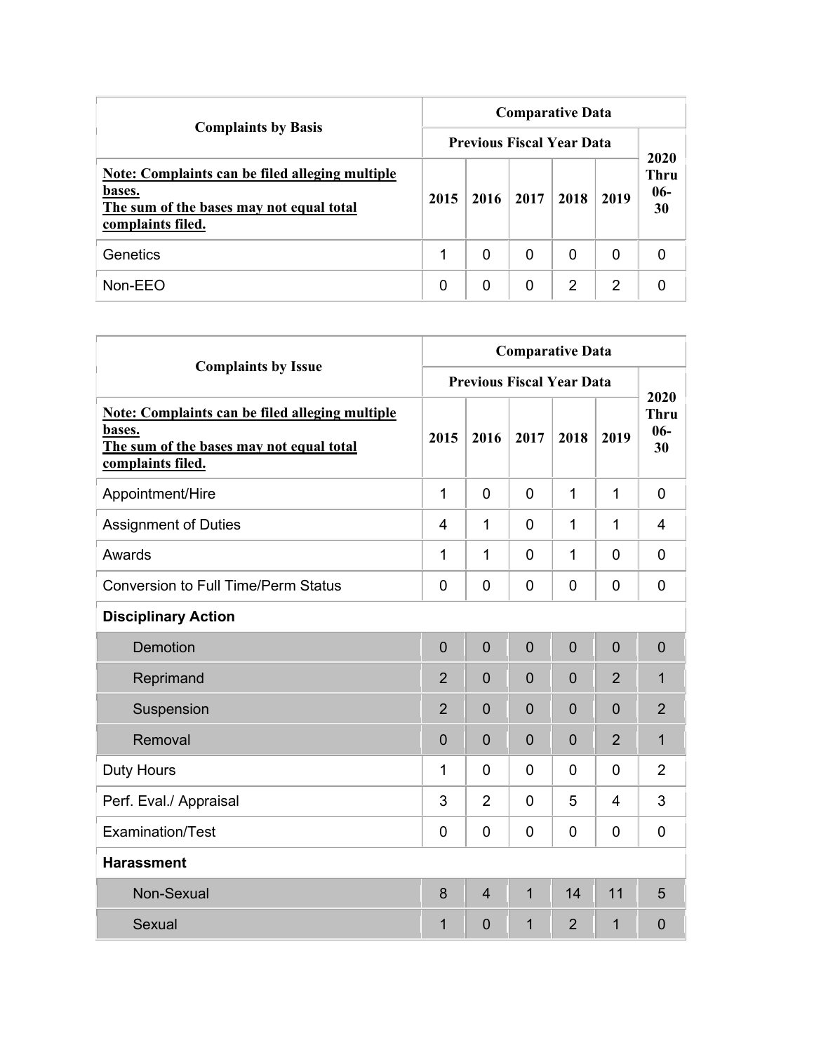| Complaints by Basis | Comparative Data | | | | | |
|---|---|---|---|---|---|---|
| | Previous Fiscal Year Data | | | | | 2020 Thru 06-30 |
| **Note: Complaints can be filed alleging multiple bases. The sum of the bases may not equal total complaints filed.** | 2015 | 2016 | 2017 | 2018 | 2019 | |
| Genetics | 1 | 0 | 0 | 0 | 0 | 0 |
| Non-EEO | 0 | 0 | 0 | 2 | 2 | 0 |

| Complaints by Issue | Comparative Data | | | | | |
|---|---|---|---|---|---|---|
| | Previous Fiscal Year Data | | | | | 2020 Thru 06-30 |
| **Note: Complaints can be filed alleging multiple bases. The sum of the bases may not equal total complaints filed.** | 2015 | 2016 | 2017 | 2018 | 2019 | |
| Appointment/Hire | 1 | 0 | 0 | 1 | 1 | 0 |
| Assignment of Duties | 4 | 1 | 0 | 1 | 1 | 4 |
| Awards | 1 | 1 | 0 | 1 | 0 | 0 |
| Conversion to Full Time/Perm Status | 0 | 0 | 0 | 0 | 0 | 0 |
| **Disciplinary Action** | | | | | | |
| Demotion | 0 | 0 | 0 | 0 | 0 | 0 |
| Reprimand | 2 | 0 | 0 | 0 | 2 | 1 |
| Suspension | 2 | 0 | 0 | 0 | 0 | 2 |
| Removal | 0 | 0 | 0 | 0 | 2 | 1 |
| Duty Hours | 1 | 0 | 0 | 0 | 0 | 2 |
| Perf. Eval./ Appraisal | 3 | 2 | 0 | 5 | 4 | 3 |
| Examination/Test | 0 | 0 | 0 | 0 | 0 | 0 |
| **Harassment** | | | | | | |
| Non-Sexual | 8 | 4 | 1 | 14 | 11 | 5 |
| Sexual | 1 | 0 | 1 | 2 | 1 | 0 |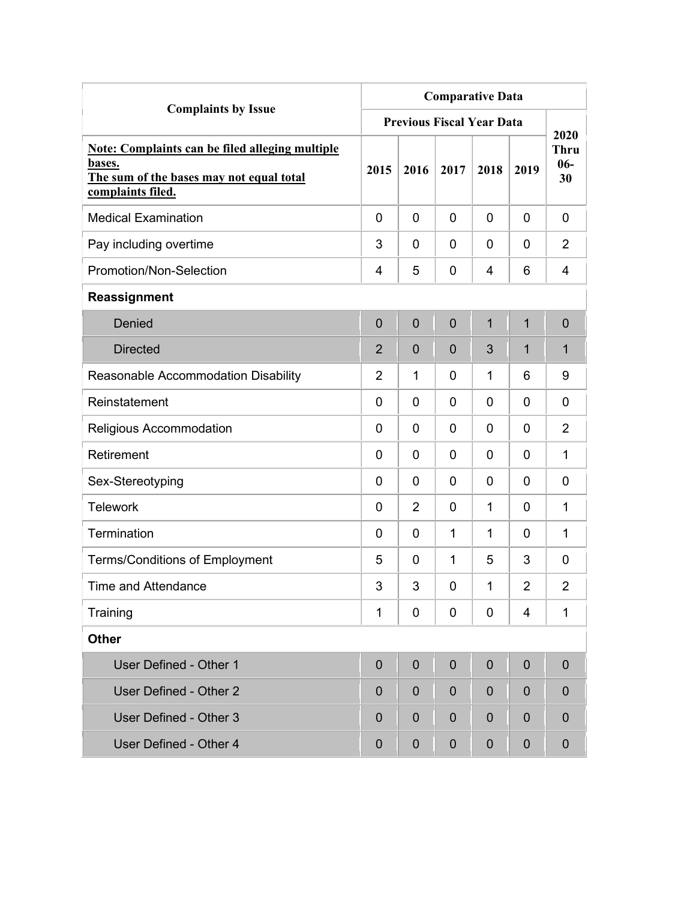| Complaints by Issue | Comparative Data | | | | | |
|---|---|---|---|---|---|---|
| | Previous Fiscal Year Data | | | | | 2020 Thru 06-30 |
| **Note: Complaints can be filed alleging multiple bases. The sum of the bases may not equal total complaints filed.** | 2015 | 2016 | 2017 | 2018 | 2019 | |
| Medical Examination | 0 | 0 | 0 | 0 | 0 | 0 |
| Pay including overtime | 3 | 0 | 0 | 0 | 0 | 2 |
| Promotion/Non-Selection | 4 | 5 | 0 | 4 | 6 | 4 |
| **Reassignment** | | | | | | |
| Denied | 0 | 0 | 0 | 1 | 1 | 0 |
| Directed | 2 | 0 | 0 | 3 | 1 | 1 |
| Reasonable Accommodation Disability | 2 | 1 | 0 | 1 | 6 | 9 |
| Reinstatement | 0 | 0 | 0 | 0 | 0 | 0 |
| Religious Accommodation | 0 | 0 | 0 | 0 | 0 | 2 |
| Retirement | 0 | 0 | 0 | 0 | 0 | 1 |
| Sex-Stereotyping | 0 | 0 | 0 | 0 | 0 | 0 |
| Telework | 0 | 2 | 0 | 1 | 0 | 1 |
| Termination | 0 | 0 | 1 | 1 | 0 | 1 |
| Terms/Conditions of Employment | 5 | 0 | 1 | 5 | 3 | 0 |
| Time and Attendance | 3 | 3 | 0 | 1 | 2 | 2 |
| Training | 1 | 0 | 0 | 0 | 4 | 1 |
| **Other** | | | | | | |
| User Defined - Other 1 | 0 | 0 | 0 | 0 | 0 | 0 |
| User Defined - Other 2 | 0 | 0 | 0 | 0 | 0 | 0 |
| User Defined - Other 3 | 0 | 0 | 0 | 0 | 0 | 0 |
| User Defined - Other 4 | 0 | 0 | 0 | 0 | 0 | 0 |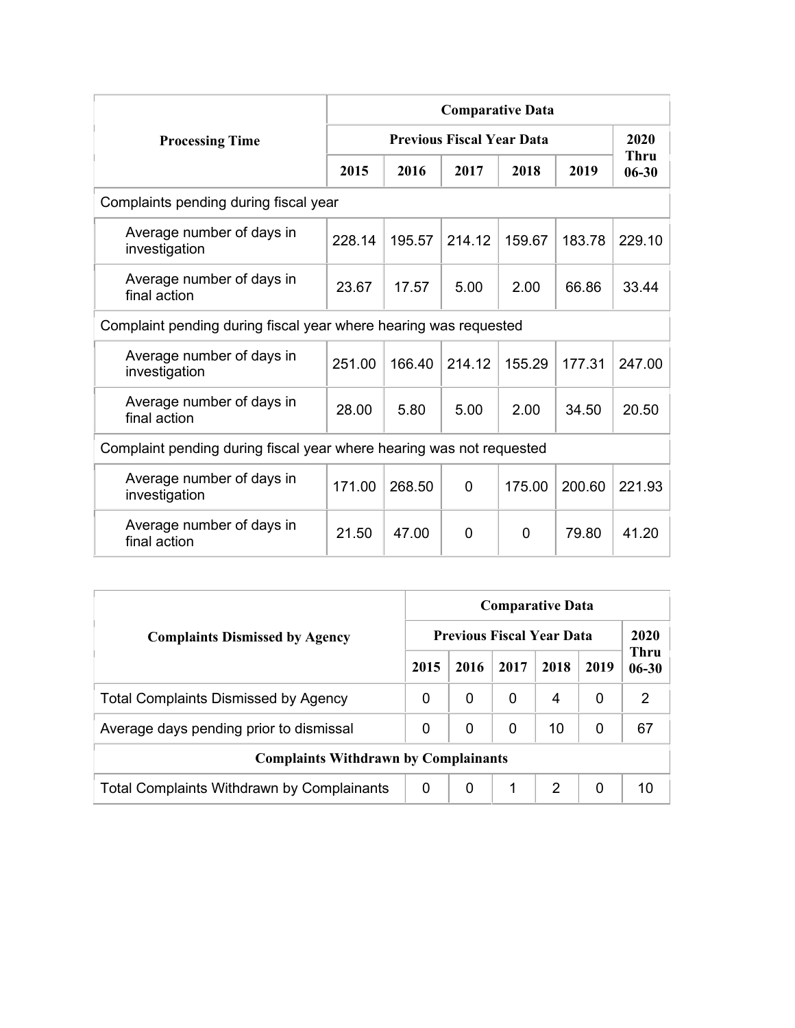| Processing Time | Comparative Data | | | | | |
|---|---|---|---|---|---|---|
| | Previous Fiscal Year Data | | | | | 2020 Thru 06-30 |
| | 2015 | 2016 | 2017 | 2018 | 2019 | |
| Complaints pending during fiscal year | | | | | | |
| Average number of days in investigation | 228.14 | 195.57 | 214.12 | 159.67 | 183.78 | 229.10 |
| Average number of days in final action | 23.67 | 17.57 | 5.00 | 2.00 | 66.86 | 33.44 |
| Complaint pending during fiscal year where hearing was requested | | | | | | |
| Average number of days in investigation | 251.00 | 166.40 | 214.12 | 155.29 | 177.31 | 247.00 |
| Average number of days in final action | 28.00 | 5.80 | 5.00 | 2.00 | 34.50 | 20.50 |
| Complaint pending during fiscal year where hearing was not requested | | | | | | |
| Average number of days in investigation | 171.00 | 268.50 | 0 | 175.00 | 200.60 | 221.93 |
| Average number of days in final action | 21.50 | 47.00 | 0 | 0 | 79.80 | 41.20 |

| Complaints Dismissed by Agency | Comparative Data | | | | | |
|---|---|---|---|---|---|---|
| | Previous Fiscal Year Data | | | | | 2020 Thru 06-30 |
| | 2015 | 2016 | 2017 | 2018 | 2019 | |
| Total Complaints Dismissed by Agency | 0 | 0 | 0 | 4 | 0 | 2 |
| Average days pending prior to dismissal | 0 | 0 | 0 | 10 | 0 | 67 |
| **Complaints Withdrawn by Complainants** | | | | | | |
| Total Complaints Withdrawn by Complainants | 0 | 0 | 1 | 2 | 0 | 10 |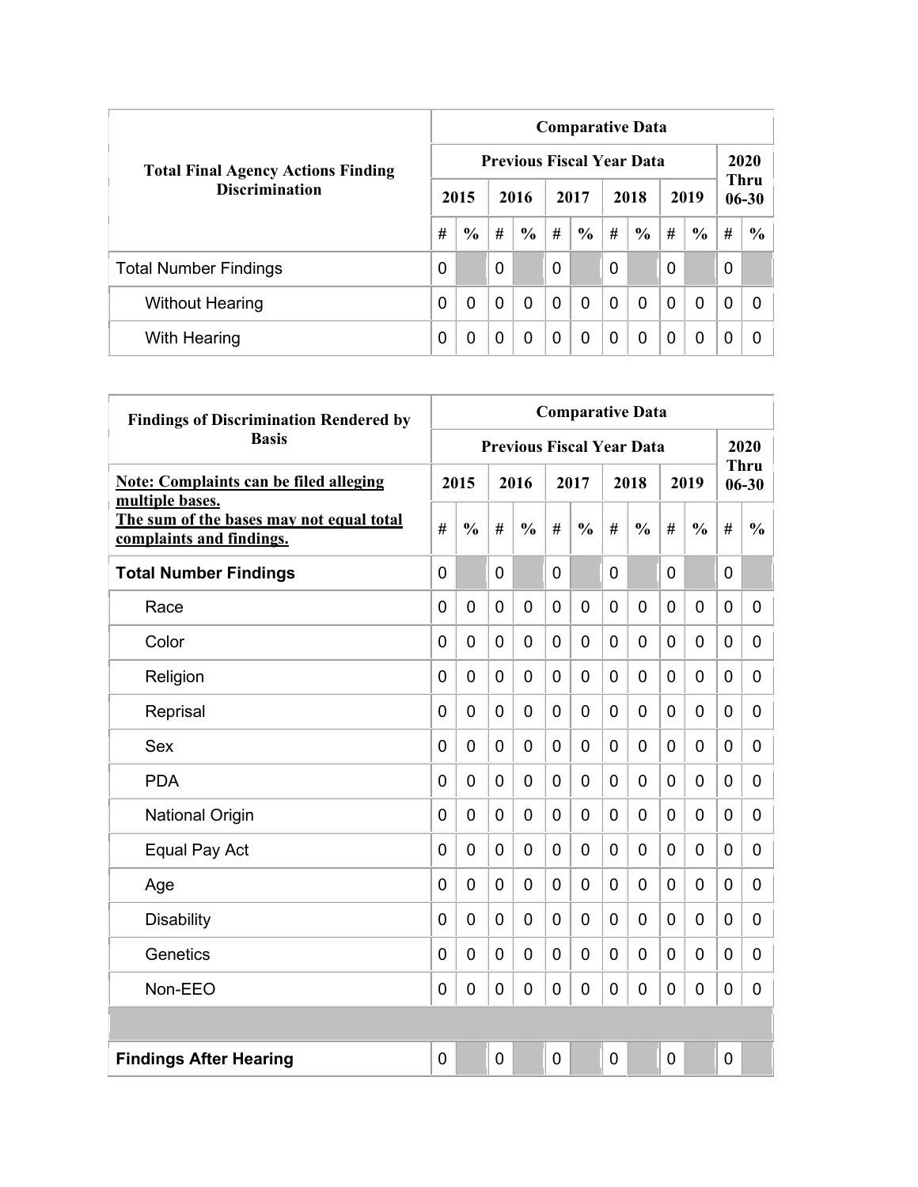| Total Final Agency Actions Finding Discrimination | Comparative Data | | | | | | | | | | | |
|---|---|---|---|---|---|---|---|---|---|---|---|---|
| | Previous Fiscal Year Data | | | | | | | | | | 2020 Thru 06-30 | |
| | 2015 | | 2016 | | 2017 | | 2018 | | 2019 | | | |
| | # | % | # | % | # | % | # | % | # | % | # | % |
| Total Number Findings | 0 | | 0 | | 0 | | 0 | | 0 | | 0 | |
| Without Hearing | 0 | 0 | 0 | 0 | 0 | 0 | 0 | 0 | 0 | 0 | 0 | 0 |
| With Hearing | 0 | 0 | 0 | 0 | 0 | 0 | 0 | 0 | 0 | 0 | 0 | 0 |

| Findings of Discrimination Rendered by Basis | Comparative Data | | | | | | | | | | | |
|---|---|---|---|---|---|---|---|---|---|---|---|---|
| | Previous Fiscal Year Data | | | | | | | | | | 2020 Thru 06-30 | |
| Note: Complaints can be filed alleging multiple bases. The sum of the bases may not equal total complaints and findings. | 2015 | | 2016 | | 2017 | | 2018 | | 2019 | | | |
| | # | % | # | % | # | % | # | % | # | % | # | % |
| **Total Number Findings** | 0 | | 0 | | 0 | | 0 | | 0 | | 0 | |
| Race | 0 | 0 | 0 | 0 | 0 | 0 | 0 | 0 | 0 | 0 | 0 | 0 |
| Color | 0 | 0 | 0 | 0 | 0 | 0 | 0 | 0 | 0 | 0 | 0 | 0 |
| Religion | 0 | 0 | 0 | 0 | 0 | 0 | 0 | 0 | 0 | 0 | 0 | 0 |
| Reprisal | 0 | 0 | 0 | 0 | 0 | 0 | 0 | 0 | 0 | 0 | 0 | 0 |
| Sex | 0 | 0 | 0 | 0 | 0 | 0 | 0 | 0 | 0 | 0 | 0 | 0 |
| PDA | 0 | 0 | 0 | 0 | 0 | 0 | 0 | 0 | 0 | 0 | 0 | 0 |
| National Origin | 0 | 0 | 0 | 0 | 0 | 0 | 0 | 0 | 0 | 0 | 0 | 0 |
| Equal Pay Act | 0 | 0 | 0 | 0 | 0 | 0 | 0 | 0 | 0 | 0 | 0 | 0 |
| Age | 0 | 0 | 0 | 0 | 0 | 0 | 0 | 0 | 0 | 0 | 0 | 0 |
| Disability | 0 | 0 | 0 | 0 | 0 | 0 | 0 | 0 | 0 | 0 | 0 | 0 |
| Genetics | 0 | 0 | 0 | 0 | 0 | 0 | 0 | 0 | 0 | 0 | 0 | 0 |
| Non-EEO | 0 | 0 | 0 | 0 | 0 | 0 | 0 | 0 | 0 | 0 | 0 | 0 |
| | | | | | | | | | | | | |
| **Findings After Hearing** | 0 | | 0 | | 0 | | 0 | | 0 | | 0 | |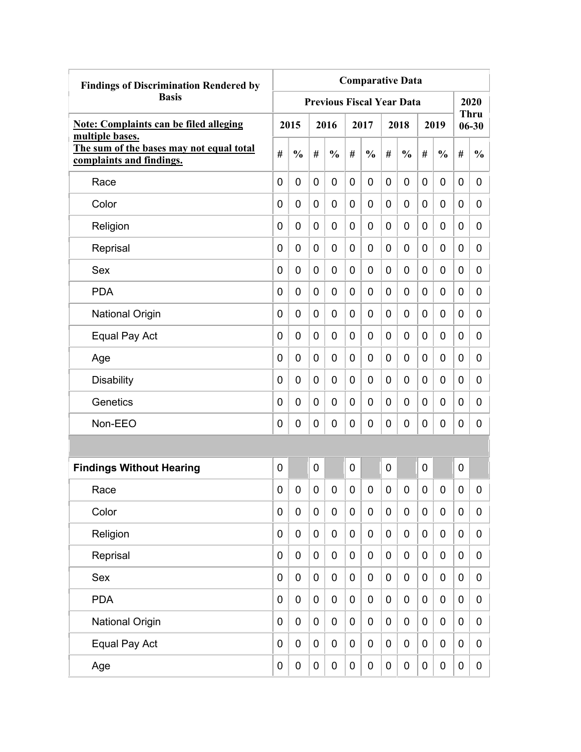| Findings of Discrimination Rendered by Basis | Comparative Data | | | | | | | | | | | |
|---|---|---|---|---|---|---|---|---|---|---|---|---|
| | Previous Fiscal Year Data | | | | | | | | | | 2020 Thru 06-30 | |
| **Note: Complaints can be filed alleging multiple bases. The sum of the bases may not equal total complaints and findings.** | 2015 | | 2016 | | 2017 | | 2018 | | 2019 | | | |
| | # | % | # | % | # | % | # | % | # | % | # | % |
| Race | 0 | 0 | 0 | 0 | 0 | 0 | 0 | 0 | 0 | 0 | 0 | 0 |
| Color | 0 | 0 | 0 | 0 | 0 | 0 | 0 | 0 | 0 | 0 | 0 | 0 |
| Religion | 0 | 0 | 0 | 0 | 0 | 0 | 0 | 0 | 0 | 0 | 0 | 0 |
| Reprisal | 0 | 0 | 0 | 0 | 0 | 0 | 0 | 0 | 0 | 0 | 0 | 0 |
| Sex | 0 | 0 | 0 | 0 | 0 | 0 | 0 | 0 | 0 | 0 | 0 | 0 |
| PDA | 0 | 0 | 0 | 0 | 0 | 0 | 0 | 0 | 0 | 0 | 0 | 0 |
| National Origin | 0 | 0 | 0 | 0 | 0 | 0 | 0 | 0 | 0 | 0 | 0 | 0 |
| Equal Pay Act | 0 | 0 | 0 | 0 | 0 | 0 | 0 | 0 | 0 | 0 | 0 | 0 |
| Age | 0 | 0 | 0 | 0 | 0 | 0 | 0 | 0 | 0 | 0 | 0 | 0 |
| Disability | 0 | 0 | 0 | 0 | 0 | 0 | 0 | 0 | 0 | 0 | 0 | 0 |
| Genetics | 0 | 0 | 0 | 0 | 0 | 0 | 0 | 0 | 0 | 0 | 0 | 0 |
| Non-EEO | 0 | 0 | 0 | 0 | 0 | 0 | 0 | 0 | 0 | 0 | 0 | 0 |
| | | | | | | | | | | | | |
| **Findings Without Hearing** | 0 | | 0 | | 0 | | 0 | | 0 | | 0 | |
| Race | 0 | 0 | 0 | 0 | 0 | 0 | 0 | 0 | 0 | 0 | 0 | 0 |
| Color | 0 | 0 | 0 | 0 | 0 | 0 | 0 | 0 | 0 | 0 | 0 | 0 |
| Religion | 0 | 0 | 0 | 0 | 0 | 0 | 0 | 0 | 0 | 0 | 0 | 0 |
| Reprisal | 0 | 0 | 0 | 0 | 0 | 0 | 0 | 0 | 0 | 0 | 0 | 0 |
| Sex | 0 | 0 | 0 | 0 | 0 | 0 | 0 | 0 | 0 | 0 | 0 | 0 |
| PDA | 0 | 0 | 0 | 0 | 0 | 0 | 0 | 0 | 0 | 0 | 0 | 0 |
| National Origin | 0 | 0 | 0 | 0 | 0 | 0 | 0 | 0 | 0 | 0 | 0 | 0 |
| Equal Pay Act | 0 | 0 | 0 | 0 | 0 | 0 | 0 | 0 | 0 | 0 | 0 | 0 |
| Age | 0 | 0 | 0 | 0 | 0 | 0 | 0 | 0 | 0 | 0 | 0 | 0 |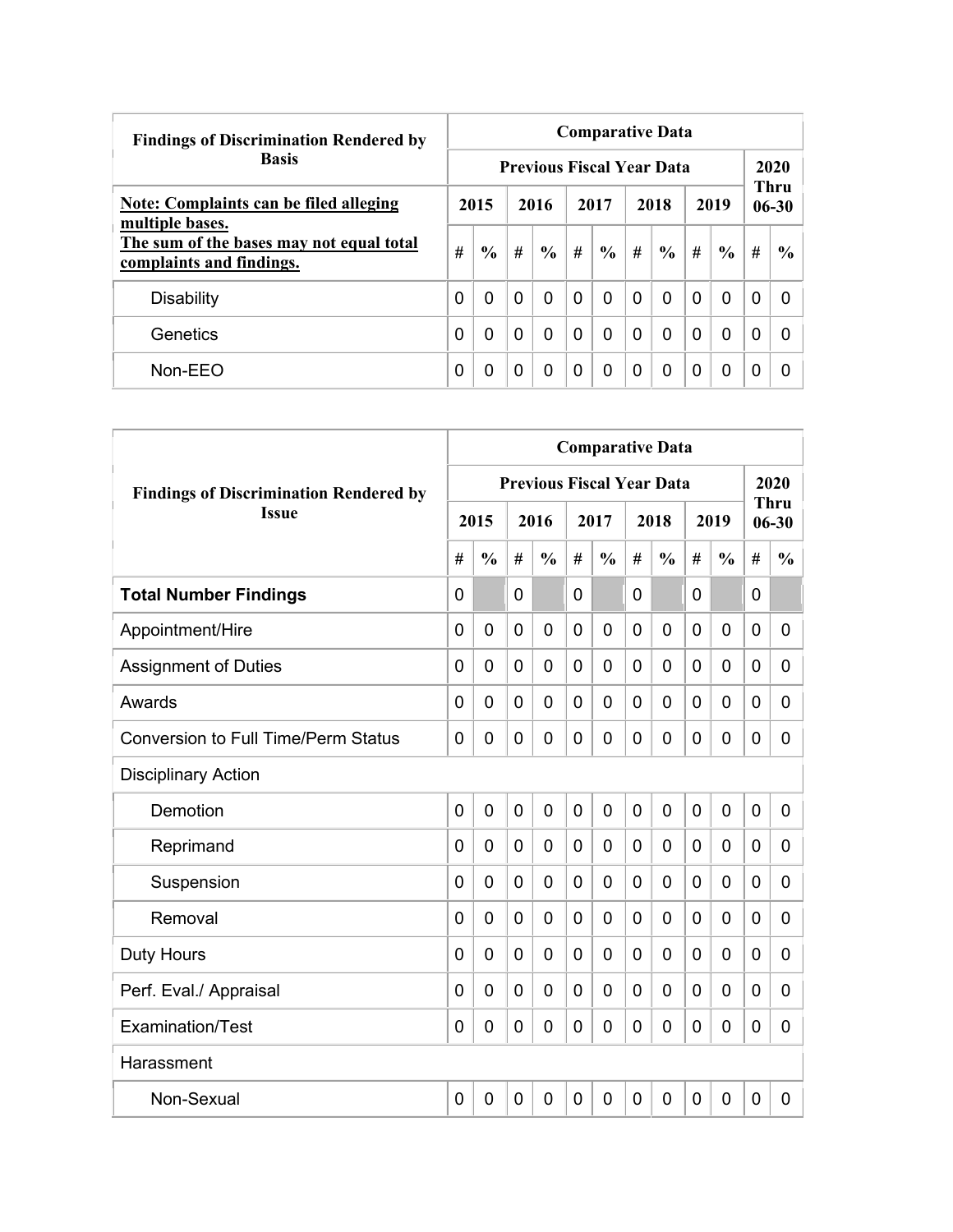| Findings of Discrimination Rendered by Basis | Comparative Data | | | | | | | | | | | |
|---|---|---|---|---|---|---|---|---|---|---|---|---|
| | Previous Fiscal Year Data | | | | | | | | | | 2020 Thru 06-30 | |
| **Note: Complaints can be filed alleging multiple bases. The sum of the bases may not equal total complaints and findings.** | 2015 | | 2016 | | 2017 | | 2018 | | 2019 | | | |
| | # | % | # | % | # | % | # | % | # | % | # | % |
| Disability | 0 | 0 | 0 | 0 | 0 | 0 | 0 | 0 | 0 | 0 | 0 | 0 |
| Genetics | 0 | 0 | 0 | 0 | 0 | 0 | 0 | 0 | 0 | 0 | 0 | 0 |
| Non-EEO | 0 | 0 | 0 | 0 | 0 | 0 | 0 | 0 | 0 | 0 | 0 | 0 |

| Findings of Discrimination Rendered by Issue | Comparative Data | | | | | | | | | | | |
|---|---|---|---|---|---|---|---|---|---|---|---|---|
| | Previous Fiscal Year Data | | | | | | | | | | 2020 Thru 06-30 | |
| | 2015 | | 2016 | | 2017 | | 2018 | | 2019 | | | |
| | # | % | # | % | # | % | # | % | # | % | # | % |
| **Total Number Findings** | 0 | | 0 | | 0 | | 0 | | 0 | | 0 | |
| Appointment/Hire | 0 | 0 | 0 | 0 | 0 | 0 | 0 | 0 | 0 | 0 | 0 | 0 |
| Assignment of Duties | 0 | 0 | 0 | 0 | 0 | 0 | 0 | 0 | 0 | 0 | 0 | 0 |
| Awards | 0 | 0 | 0 | 0 | 0 | 0 | 0 | 0 | 0 | 0 | 0 | 0 |
| Conversion to Full Time/Perm Status | 0 | 0 | 0 | 0 | 0 | 0 | 0 | 0 | 0 | 0 | 0 | 0 |
| Disciplinary Action | | | | | | | | | | | | |
| Demotion | 0 | 0 | 0 | 0 | 0 | 0 | 0 | 0 | 0 | 0 | 0 | 0 |
| Reprimand | 0 | 0 | 0 | 0 | 0 | 0 | 0 | 0 | 0 | 0 | 0 | 0 |
| Suspension | 0 | 0 | 0 | 0 | 0 | 0 | 0 | 0 | 0 | 0 | 0 | 0 |
| Removal | 0 | 0 | 0 | 0 | 0 | 0 | 0 | 0 | 0 | 0 | 0 | 0 |
| Duty Hours | 0 | 0 | 0 | 0 | 0 | 0 | 0 | 0 | 0 | 0 | 0 | 0 |
| Perf. Eval./ Appraisal | 0 | 0 | 0 | 0 | 0 | 0 | 0 | 0 | 0 | 0 | 0 | 0 |
| Examination/Test | 0 | 0 | 0 | 0 | 0 | 0 | 0 | 0 | 0 | 0 | 0 | 0 |
| Harassment | | | | | | | | | | | | |
| Non-Sexual | 0 | 0 | 0 | 0 | 0 | 0 | 0 | 0 | 0 | 0 | 0 | 0 |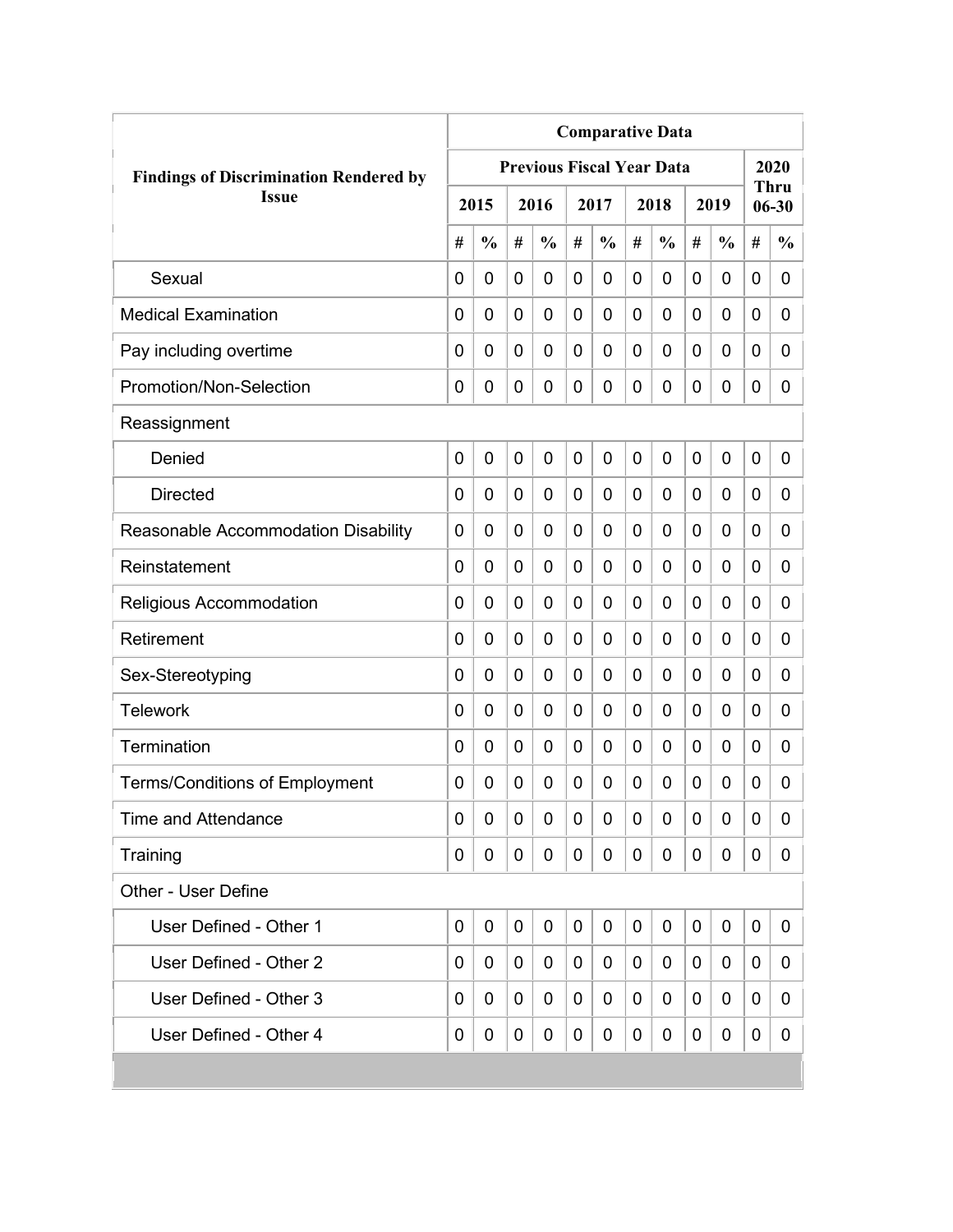| Findings of Discrimination Rendered by Issue | Comparative Data | | | | | | | | | | | |
|---|---|---|---|---|---|---|---|---|---|---|---|---|
| | Previous Fiscal Year Data | | | | | | | | | | 2020 Thru 06-30 | |
| | 2015 | | 2016 | | 2017 | | 2018 | | 2019 | | | |
| | # | % | # | % | # | % | # | % | # | % | # | % |
| Sexual | 0 | 0 | 0 | 0 | 0 | 0 | 0 | 0 | 0 | 0 | 0 | 0 |
| Medical Examination | 0 | 0 | 0 | 0 | 0 | 0 | 0 | 0 | 0 | 0 | 0 | 0 |
| Pay including overtime | 0 | 0 | 0 | 0 | 0 | 0 | 0 | 0 | 0 | 0 | 0 | 0 |
| Promotion/Non-Selection | 0 | 0 | 0 | 0 | 0 | 0 | 0 | 0 | 0 | 0 | 0 | 0 |
| Reassignment | | | | | | | | | | | | |
| Denied | 0 | 0 | 0 | 0 | 0 | 0 | 0 | 0 | 0 | 0 | 0 | 0 |
| Directed | 0 | 0 | 0 | 0 | 0 | 0 | 0 | 0 | 0 | 0 | 0 | 0 |
| Reasonable Accommodation Disability | 0 | 0 | 0 | 0 | 0 | 0 | 0 | 0 | 0 | 0 | 0 | 0 |
| Reinstatement | 0 | 0 | 0 | 0 | 0 | 0 | 0 | 0 | 0 | 0 | 0 | 0 |
| Religious Accommodation | 0 | 0 | 0 | 0 | 0 | 0 | 0 | 0 | 0 | 0 | 0 | 0 |
| Retirement | 0 | 0 | 0 | 0 | 0 | 0 | 0 | 0 | 0 | 0 | 0 | 0 |
| Sex-Stereotyping | 0 | 0 | 0 | 0 | 0 | 0 | 0 | 0 | 0 | 0 | 0 | 0 |
| Telework | 0 | 0 | 0 | 0 | 0 | 0 | 0 | 0 | 0 | 0 | 0 | 0 |
| Termination | 0 | 0 | 0 | 0 | 0 | 0 | 0 | 0 | 0 | 0 | 0 | 0 |
| Terms/Conditions of Employment | 0 | 0 | 0 | 0 | 0 | 0 | 0 | 0 | 0 | 0 | 0 | 0 |
| Time and Attendance | 0 | 0 | 0 | 0 | 0 | 0 | 0 | 0 | 0 | 0 | 0 | 0 |
| Training | 0 | 0 | 0 | 0 | 0 | 0 | 0 | 0 | 0 | 0 | 0 | 0 |
| Other - User Define | | | | | | | | | | | | |
| User Defined - Other 1 | 0 | 0 | 0 | 0 | 0 | 0 | 0 | 0 | 0 | 0 | 0 | 0 |
| User Defined - Other 2 | 0 | 0 | 0 | 0 | 0 | 0 | 0 | 0 | 0 | 0 | 0 | 0 |
| User Defined - Other 3 | 0 | 0 | 0 | 0 | 0 | 0 | 0 | 0 | 0 | 0 | 0 | 0 |
| User Defined - Other 4 | 0 | 0 | 0 | 0 | 0 | 0 | 0 | 0 | 0 | 0 | 0 | 0 |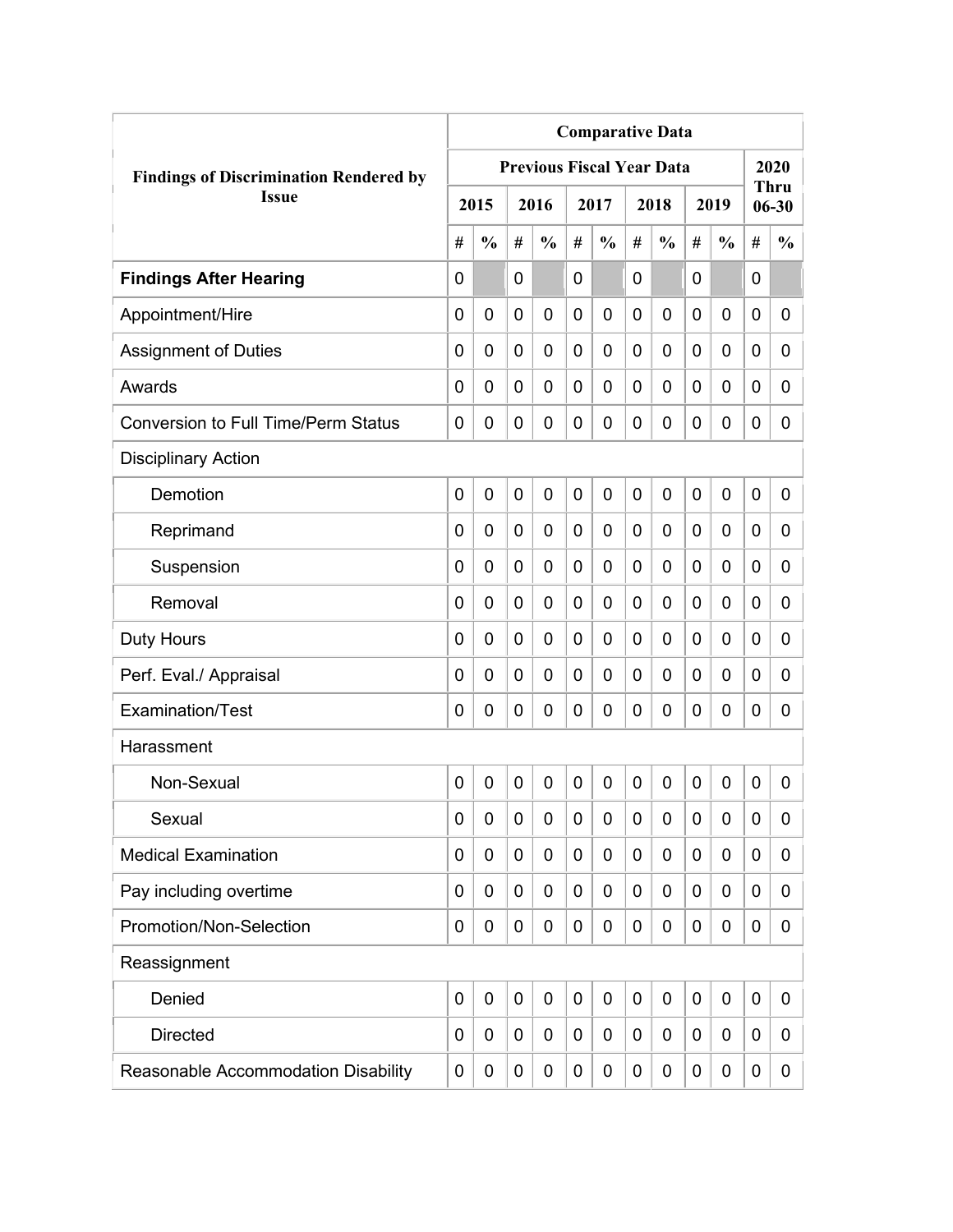| Findings of Discrimination Rendered by Issue | Comparative Data | | | | | | | | | | | |
|---|---|---|---|---|---|---|---|---|---|---|---|---|
| | Previous Fiscal Year Data | | | | | | | | | | 2020 Thru 06-30 | |
| | 2015 | | 2016 | | 2017 | | 2018 | | 2019 | | | |
| | # | % | # | % | # | % | # | % | # | % | # | % |
| **Findings After Hearing** | 0 | | 0 | | 0 | | 0 | | 0 | | 0 | |
| Appointment/Hire | 0 | 0 | 0 | 0 | 0 | 0 | 0 | 0 | 0 | 0 | 0 | 0 |
| Assignment of Duties | 0 | 0 | 0 | 0 | 0 | 0 | 0 | 0 | 0 | 0 | 0 | 0 |
| Awards | 0 | 0 | 0 | 0 | 0 | 0 | 0 | 0 | 0 | 0 | 0 | 0 |
| Conversion to Full Time/Perm Status | 0 | 0 | 0 | 0 | 0 | 0 | 0 | 0 | 0 | 0 | 0 | 0 |
| Disciplinary Action | | | | | | | | | | | | |
| Demotion | 0 | 0 | 0 | 0 | 0 | 0 | 0 | 0 | 0 | 0 | 0 | 0 |
| Reprimand | 0 | 0 | 0 | 0 | 0 | 0 | 0 | 0 | 0 | 0 | 0 | 0 |
| Suspension | 0 | 0 | 0 | 0 | 0 | 0 | 0 | 0 | 0 | 0 | 0 | 0 |
| Removal | 0 | 0 | 0 | 0 | 0 | 0 | 0 | 0 | 0 | 0 | 0 | 0 |
| Duty Hours | 0 | 0 | 0 | 0 | 0 | 0 | 0 | 0 | 0 | 0 | 0 | 0 |
| Perf. Eval./ Appraisal | 0 | 0 | 0 | 0 | 0 | 0 | 0 | 0 | 0 | 0 | 0 | 0 |
| Examination/Test | 0 | 0 | 0 | 0 | 0 | 0 | 0 | 0 | 0 | 0 | 0 | 0 |
| Harassment | | | | | | | | | | | | |
| Non-Sexual | 0 | 0 | 0 | 0 | 0 | 0 | 0 | 0 | 0 | 0 | 0 | 0 |
| Sexual | 0 | 0 | 0 | 0 | 0 | 0 | 0 | 0 | 0 | 0 | 0 | 0 |
| Medical Examination | 0 | 0 | 0 | 0 | 0 | 0 | 0 | 0 | 0 | 0 | 0 | 0 |
| Pay including overtime | 0 | 0 | 0 | 0 | 0 | 0 | 0 | 0 | 0 | 0 | 0 | 0 |
| Promotion/Non-Selection | 0 | 0 | 0 | 0 | 0 | 0 | 0 | 0 | 0 | 0 | 0 | 0 |
| Reassignment | | | | | | | | | | | | |
| Denied | 0 | 0 | 0 | 0 | 0 | 0 | 0 | 0 | 0 | 0 | 0 | 0 |
| Directed | 0 | 0 | 0 | 0 | 0 | 0 | 0 | 0 | 0 | 0 | 0 | 0 |
| Reasonable Accommodation Disability | 0 | 0 | 0 | 0 | 0 | 0 | 0 | 0 | 0 | 0 | 0 | 0 |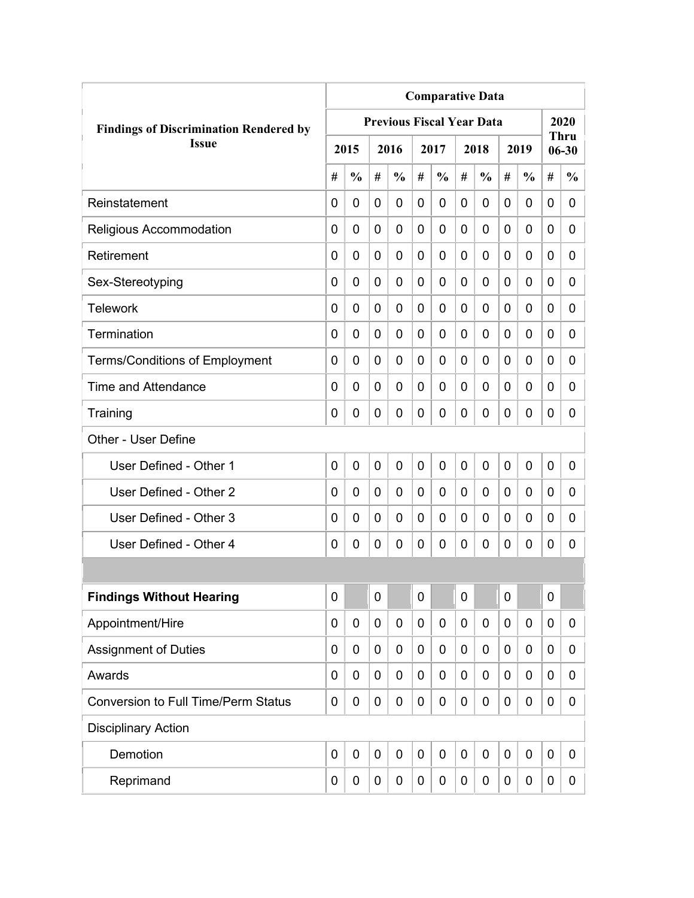| Findings of Discrimination Rendered by Issue | Comparative Data | | | | | | | | | | | |
|---|---|---|---|---|---|---|---|---|---|---|---|---|
| | Previous Fiscal Year Data | | | | | | | | | | 2020 Thru 06-30 | |
| | 2015 | | 2016 | | 2017 | | 2018 | | 2019 | | | |
| | # | % | # | % | # | % | # | % | # | % | # | % |
| Reinstatement | 0 | 0 | 0 | 0 | 0 | 0 | 0 | 0 | 0 | 0 | 0 | 0 |
| Religious Accommodation | 0 | 0 | 0 | 0 | 0 | 0 | 0 | 0 | 0 | 0 | 0 | 0 |
| Retirement | 0 | 0 | 0 | 0 | 0 | 0 | 0 | 0 | 0 | 0 | 0 | 0 |
| Sex-Stereotyping | 0 | 0 | 0 | 0 | 0 | 0 | 0 | 0 | 0 | 0 | 0 | 0 |
| Telework | 0 | 0 | 0 | 0 | 0 | 0 | 0 | 0 | 0 | 0 | 0 | 0 |
| Termination | 0 | 0 | 0 | 0 | 0 | 0 | 0 | 0 | 0 | 0 | 0 | 0 |
| Terms/Conditions of Employment | 0 | 0 | 0 | 0 | 0 | 0 | 0 | 0 | 0 | 0 | 0 | 0 |
| Time and Attendance | 0 | 0 | 0 | 0 | 0 | 0 | 0 | 0 | 0 | 0 | 0 | 0 |
| Training | 0 | 0 | 0 | 0 | 0 | 0 | 0 | 0 | 0 | 0 | 0 | 0 |
| Other - User Define | | | | | | | | | | | | |
| User Defined - Other 1 | 0 | 0 | 0 | 0 | 0 | 0 | 0 | 0 | 0 | 0 | 0 | 0 |
| User Defined - Other 2 | 0 | 0 | 0 | 0 | 0 | 0 | 0 | 0 | 0 | 0 | 0 | 0 |
| User Defined - Other 3 | 0 | 0 | 0 | 0 | 0 | 0 | 0 | 0 | 0 | 0 | 0 | 0 |
| User Defined - Other 4 | 0 | 0 | 0 | 0 | 0 | 0 | 0 | 0 | 0 | 0 | 0 | 0 |
| | | | | | | | | | | | | |
| **Findings Without Hearing** | 0 | | 0 | | 0 | | 0 | | 0 | | 0 | |
| Appointment/Hire | 0 | 0 | 0 | 0 | 0 | 0 | 0 | 0 | 0 | 0 | 0 | 0 |
| Assignment of Duties | 0 | 0 | 0 | 0 | 0 | 0 | 0 | 0 | 0 | 0 | 0 | 0 |
| Awards | 0 | 0 | 0 | 0 | 0 | 0 | 0 | 0 | 0 | 0 | 0 | 0 |
| Conversion to Full Time/Perm Status | 0 | 0 | 0 | 0 | 0 | 0 | 0 | 0 | 0 | 0 | 0 | 0 |
| Disciplinary Action | | | | | | | | | | | | |
| Demotion | 0 | 0 | 0 | 0 | 0 | 0 | 0 | 0 | 0 | 0 | 0 | 0 |
| Reprimand | 0 | 0 | 0 | 0 | 0 | 0 | 0 | 0 | 0 | 0 | 0 | 0 |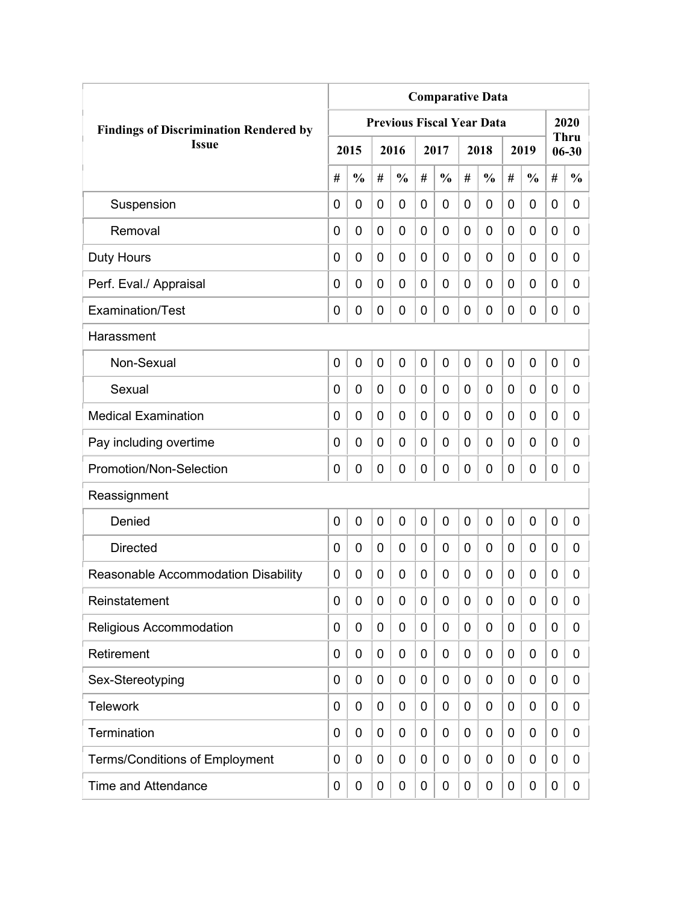| Findings of Discrimination Rendered by Issue | Comparative Data | | | | | | | | | | | |
|---|---|---|---|---|---|---|---|---|---|---|---|---|
| | Previous Fiscal Year Data | | | | | | | | | | 2020 Thru 06-30 | |
| | 2015 | | 2016 | | 2017 | | 2018 | | 2019 | | | |
| | # | % | # | % | # | % | # | % | # | % | # | % |
| Suspension | 0 | 0 | 0 | 0 | 0 | 0 | 0 | 0 | 0 | 0 | 0 | 0 |
| Removal | 0 | 0 | 0 | 0 | 0 | 0 | 0 | 0 | 0 | 0 | 0 | 0 |
| Duty Hours | 0 | 0 | 0 | 0 | 0 | 0 | 0 | 0 | 0 | 0 | 0 | 0 |
| Perf. Eval./ Appraisal | 0 | 0 | 0 | 0 | 0 | 0 | 0 | 0 | 0 | 0 | 0 | 0 |
| Examination/Test | 0 | 0 | 0 | 0 | 0 | 0 | 0 | 0 | 0 | 0 | 0 | 0 |
| Harassment | | | | | | | | | | | | |
| Non-Sexual | 0 | 0 | 0 | 0 | 0 | 0 | 0 | 0 | 0 | 0 | 0 | 0 |
| Sexual | 0 | 0 | 0 | 0 | 0 | 0 | 0 | 0 | 0 | 0 | 0 | 0 |
| Medical Examination | 0 | 0 | 0 | 0 | 0 | 0 | 0 | 0 | 0 | 0 | 0 | 0 |
| Pay including overtime | 0 | 0 | 0 | 0 | 0 | 0 | 0 | 0 | 0 | 0 | 0 | 0 |
| Promotion/Non-Selection | 0 | 0 | 0 | 0 | 0 | 0 | 0 | 0 | 0 | 0 | 0 | 0 |
| Reassignment | | | | | | | | | | | | |
| Denied | 0 | 0 | 0 | 0 | 0 | 0 | 0 | 0 | 0 | 0 | 0 | 0 |
| Directed | 0 | 0 | 0 | 0 | 0 | 0 | 0 | 0 | 0 | 0 | 0 | 0 |
| Reasonable Accommodation Disability | 0 | 0 | 0 | 0 | 0 | 0 | 0 | 0 | 0 | 0 | 0 | 0 |
| Reinstatement | 0 | 0 | 0 | 0 | 0 | 0 | 0 | 0 | 0 | 0 | 0 | 0 |
| Religious Accommodation | 0 | 0 | 0 | 0 | 0 | 0 | 0 | 0 | 0 | 0 | 0 | 0 |
| Retirement | 0 | 0 | 0 | 0 | 0 | 0 | 0 | 0 | 0 | 0 | 0 | 0 |
| Sex-Stereotyping | 0 | 0 | 0 | 0 | 0 | 0 | 0 | 0 | 0 | 0 | 0 | 0 |
| Telework | 0 | 0 | 0 | 0 | 0 | 0 | 0 | 0 | 0 | 0 | 0 | 0 |
| Termination | 0 | 0 | 0 | 0 | 0 | 0 | 0 | 0 | 0 | 0 | 0 | 0 |
| Terms/Conditions of Employment | 0 | 0 | 0 | 0 | 0 | 0 | 0 | 0 | 0 | 0 | 0 | 0 |
| Time and Attendance | 0 | 0 | 0 | 0 | 0 | 0 | 0 | 0 | 0 | 0 | 0 | 0 |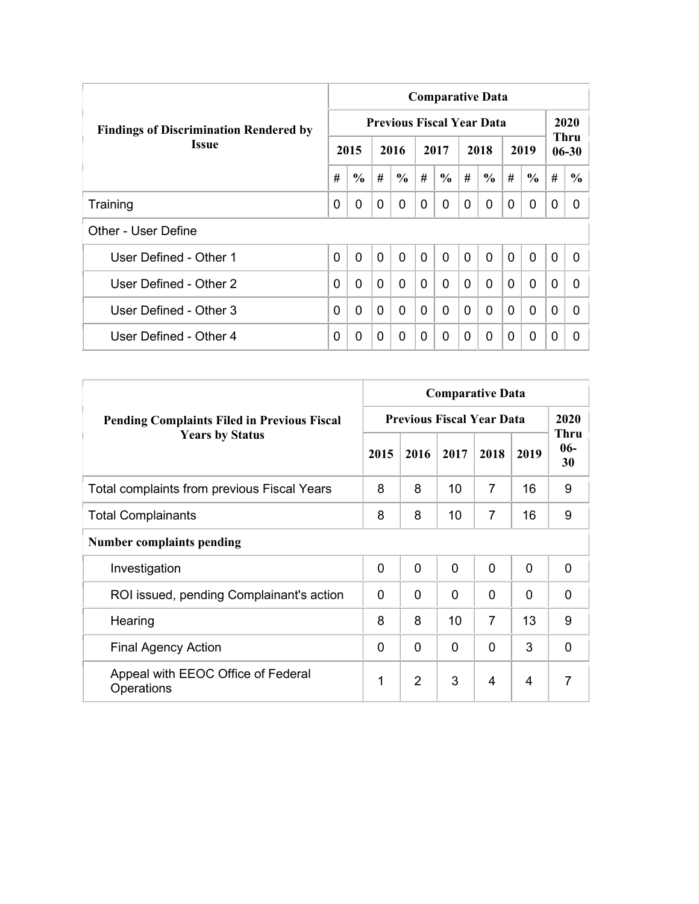| Findings of Discrimination Rendered by Issue | Comparative Data | | | | | | | | | | | |
|---|---|---|---|---|---|---|---|---|---|---|---|---|
| | Previous Fiscal Year Data | | | | | | | | | | 2020 Thru 06-30 | |
| | 2015 | | 2016 | | 2017 | | 2018 | | 2019 | | | |
| | # | % | # | % | # | % | # | % | # | % | # | % |
| Training | 0 | 0 | 0 | 0 | 0 | 0 | 0 | 0 | 0 | 0 | 0 | 0 |
| Other - User Define | | | | | | | | | | | | |
| User Defined - Other 1 | 0 | 0 | 0 | 0 | 0 | 0 | 0 | 0 | 0 | 0 | 0 | 0 |
| User Defined - Other 2 | 0 | 0 | 0 | 0 | 0 | 0 | 0 | 0 | 0 | 0 | 0 | 0 |
| User Defined - Other 3 | 0 | 0 | 0 | 0 | 0 | 0 | 0 | 0 | 0 | 0 | 0 | 0 |
| User Defined - Other 4 | 0 | 0 | 0 | 0 | 0 | 0 | 0 | 0 | 0 | 0 | 0 | 0 |

| Pending Complaints Filed in Previous Fiscal Years by Status | Comparative Data | | | | | |
|---|---|---|---|---|---|---|
| | Previous Fiscal Year Data | | | | | 2020 Thru 06-30 |
| | 2015 | 2016 | 2017 | 2018 | 2019 | |
| Total complaints from previous Fiscal Years | 8 | 8 | 10 | 7 | 16 | 9 |
| Total Complainants | 8 | 8 | 10 | 7 | 16 | 9 |
| **Number complaints pending** | | | | | | |
| Investigation | 0 | 0 | 0 | 0 | 0 | 0 |
| ROI issued, pending Complainant's action | 0 | 0 | 0 | 0 | 0 | 0 |
| Hearing | 8 | 8 | 10 | 7 | 13 | 9 |
| Final Agency Action | 0 | 0 | 0 | 0 | 3 | 0 |
| Appeal with EEOC Office of Federal Operations | 1 | 2 | 3 | 4 | 4 | 7 |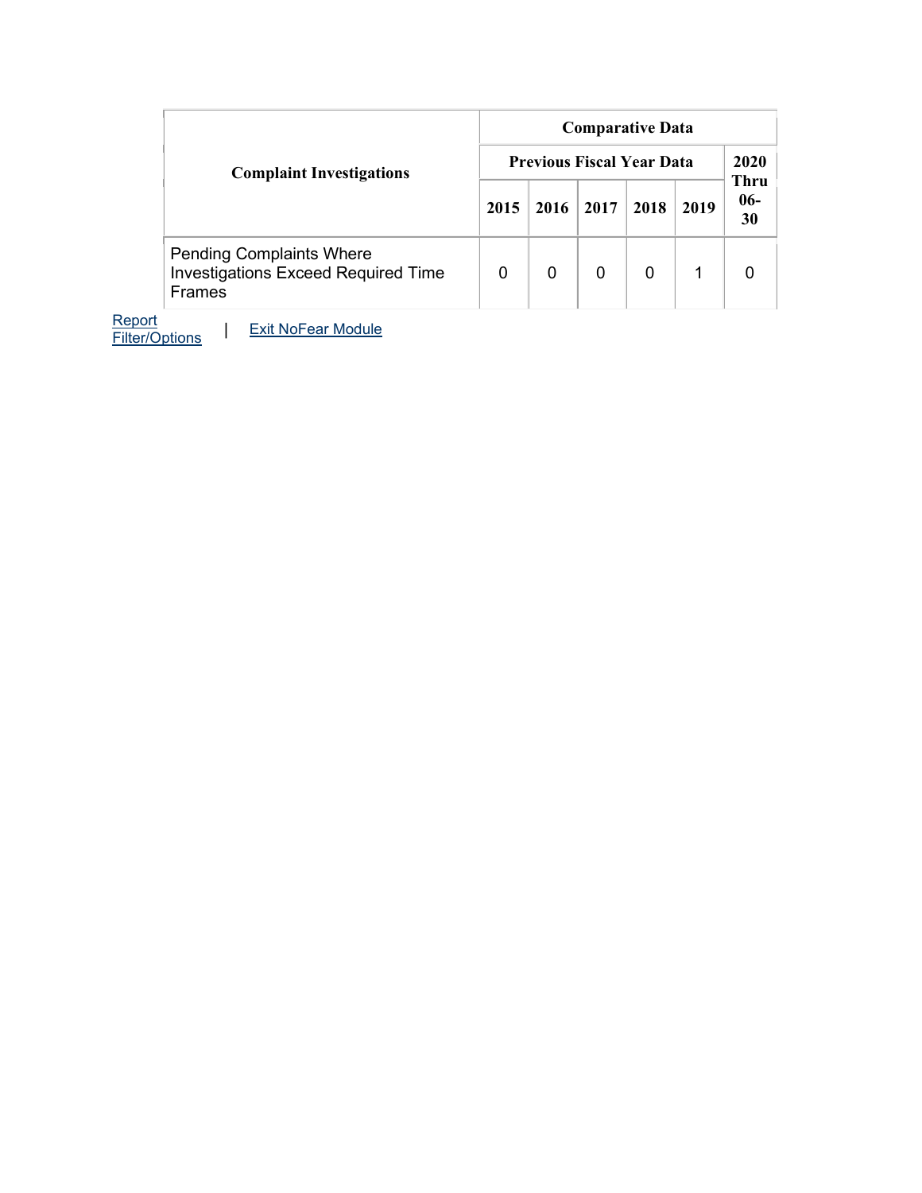| Complaint Investigations | Comparative Data | | | | | |
|---|---|---|---|---|---|---|
| | Previous Fiscal Year Data | | | | | 2020 Thru 06-30 |
| | 2015 | 2016 | 2017 | 2018 | 2019 | |
| Pending Complaints Where Investigations Exceed Required Time Frames | 0 | 0 | 0 | 0 | 1 | 0 |

Report Filter/Options | Exit NoFear Module